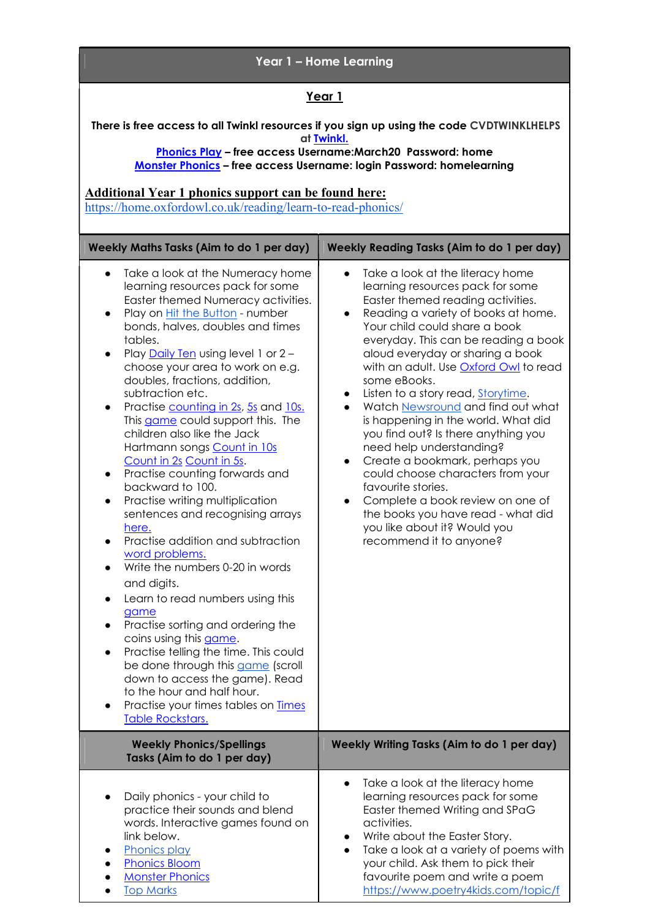# Year 1 – Home Learning

## Year 1

**There is free access to all Twinkl resources if you sign up using the code CVDTWINKLHELPS at Twinkl.**

**Phonics Play – free access Username:March20 Password: home**

**Monster Phonics – free access Username: login Password: homelearning**

**Additional Year 1 phonics support can be found here:**

https://home.oxfordowl.co.uk/reading/learn-to-read-phonics/

| Weekly Maths Tasks (Aim to do 1 per day) | Weekly Reading Tasks (Aim to do 1 per day) |
|---|---|
| • Take a look at the Numeracy home learning resources pack for some Easter themed Numeracy activities.<br>• Play on Hit the Button - number bonds, halves, doubles and times tables.<br>• Play Daily Ten using level 1 or 2 – choose your area to work on e.g. doubles, fractions, addition, subtraction etc.<br>• Practise counting in 2s, 5s and 10s. This game could support this. The children also like the Jack Hartmann songs Count in 10s Count in 2s Count in 5s.<br>• Practise counting forwards and backward to 100.<br>• Practise writing multiplication sentences and recognising arrays here.<br>• Practise addition and subtraction word problems.<br>• Write the numbers 0-20 in words and digits.<br>• Learn to read numbers using this game<br>• Practise sorting and ordering the coins using this game.<br>• Practise telling the time. This could be done through this game (scroll down to access the game). Read to the hour and half hour.<br>• Practise your times tables on Times Table Rockstars. | • Take a look at the literacy home learning resources pack for some Easter themed reading activities.<br>• Reading a variety of books at home. Your child could share a book everyday. This can be reading a book aloud everyday or sharing a book with an adult. Use Oxford Owl to read some eBooks.<br>• Listen to a story read, Storytime.<br>• Watch Newsround and find out what is happening in the world. What did you find out? Is there anything you need help understanding?<br>• Create a bookmark, perhaps you could choose characters from your favourite stories.<br>• Complete a book review on one of the books you have read - what did you like about it? Would you recommend it to anyone? |
| **Weekly Phonics/Spellings Tasks (Aim to do 1 per day)** | **Weekly Writing Tasks (Aim to do 1 per day)** |
| • Daily phonics - your child to practice their sounds and blend words. Interactive games found on link below.<br>• Phonics play<br>• Phonics Bloom<br>• Monster Phonics<br>• Top Marks | • Take a look at the literacy home learning resources pack for some Easter themed Writing and SPaG activities.<br>• Write about the Easter Story.<br>• Take a look at a variety of poems with your child. Ask them to pick their favourite poem and write a poem https://www.poetry4kids.com/topic/f |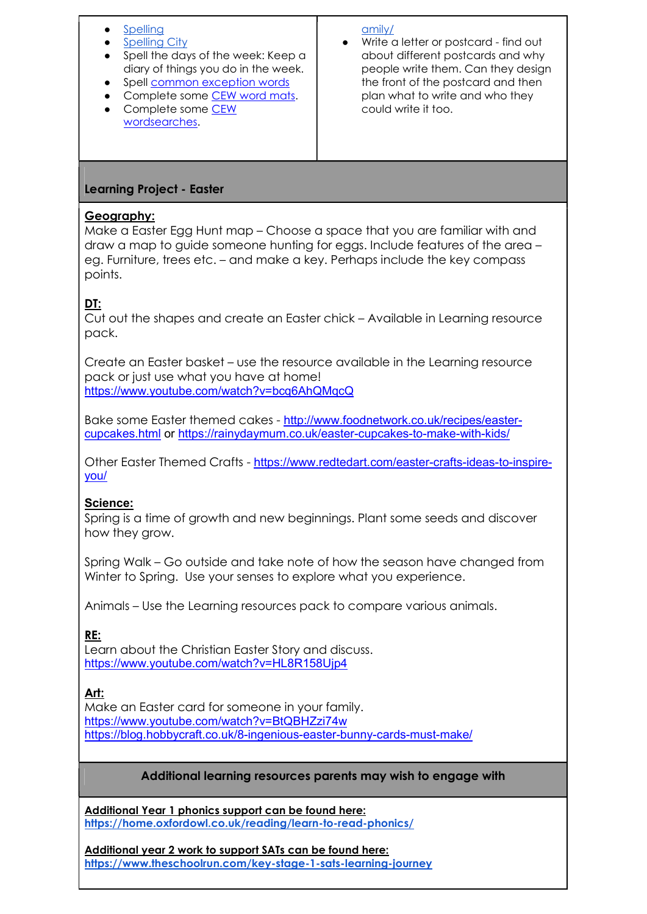| | |
|---|---|
| • Spelling<br>• Spelling City<br>• Spell the days of the week: Keep a diary of things you do in the week.<br>• Spell common exception words<br>• Complete some CEW word mats.<br>• Complete some CEW wordsearches. | amily/<br>• Write a letter or postcard - find out about different postcards and why people write them. Can they design the front of the postcard and then plan what to write and who they could write it too. |

## Learning Project - Easter

**Geography:**
Make a Easter Egg Hunt map – Choose a space that you are familiar with and draw a map to guide someone hunting for eggs. Include features of the area – eg. Furniture, trees etc. – and make a key. Perhaps include the key compass points.

**DT:**
Cut out the shapes and create an Easter chick – Available in Learning resource pack.

Create an Easter basket – use the resource available in the Learning resource pack or just use what you have at home!
https://www.youtube.com/watch?v=bcq6AhQMqcQ

Bake some Easter themed cakes - http://www.foodnetwork.co.uk/recipes/easter-cupcakes.html or https://rainydaymum.co.uk/easter-cupcakes-to-make-with-kids/

Other Easter Themed Crafts - https://www.redtedart.com/easter-crafts-ideas-to-inspire-you/

**Science:**
Spring is a time of growth and new beginnings. Plant some seeds and discover how they grow.

Spring Walk – Go outside and take note of how the season have changed from Winter to Spring. Use your senses to explore what you experience.

Animals – Use the Learning resources pack to compare various animals.

**RE:**
Learn about the Christian Easter Story and discuss.
https://www.youtube.com/watch?v=HL8R158Ujp4

**Art:**
Make an Easter card for someone in your family.
https://www.youtube.com/watch?v=BtQBHZzi74w
https://blog.hobbycraft.co.uk/8-ingenious-easter-bunny-cards-must-make/

## Additional learning resources parents may wish to engage with

**Additional Year 1 phonics support can be found here:**
**https://home.oxfordowl.co.uk/reading/learn-to-read-phonics/**

**Additional year 2 work to support SATs can be found here:**
**https://www.theschoolrun.com/key-stage-1-sats-learning-journey**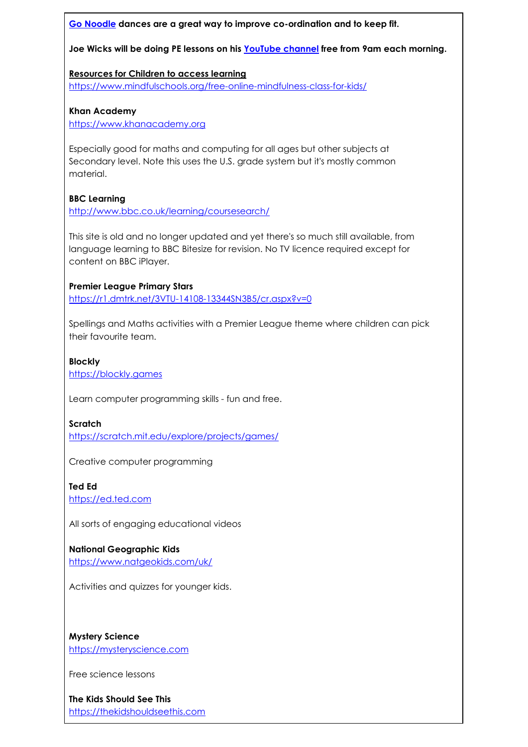**[Go Noodle](#) dances are a great way to improve co-ordination and to keep fit.**

**Joe Wicks will be doing PE lessons on his [YouTube channel](#) free from 9am each morning.**

**<u>Resources for Children to access learning</u>**
https://www.mindfulschools.org/free-online-mindfulness-class-for-kids/

**Khan Academy**
https://www.khanacademy.org

Especially good for maths and computing for all ages but other subjects at Secondary level. Note this uses the U.S. grade system but it's mostly common material.

**BBC Learning**
http://www.bbc.co.uk/learning/coursesearch/

This site is old and no longer updated and yet there's so much still available, from language learning to BBC Bitesize for revision. No TV licence required except for content on BBC iPlayer.

**Premier League Primary Stars**
https://r1.dmtrk.net/3VTU-14108-13344SN3B5/cr.aspx?v=0

Spellings and Maths activities with a Premier League theme where children can pick their favourite team.

**Blockly**
https://blockly.games

Learn computer programming skills - fun and free.

**Scratch**
https://scratch.mit.edu/explore/projects/games/

Creative computer programming

**Ted Ed**
https://ed.ted.com

All sorts of engaging educational videos

**National Geographic Kids**
https://www.natgeokids.com/uk/

Activities and quizzes for younger kids.

**Mystery Science**
https://mysteryscience.com

Free science lessons

**The Kids Should See This**
https://thekidshouldseethis.com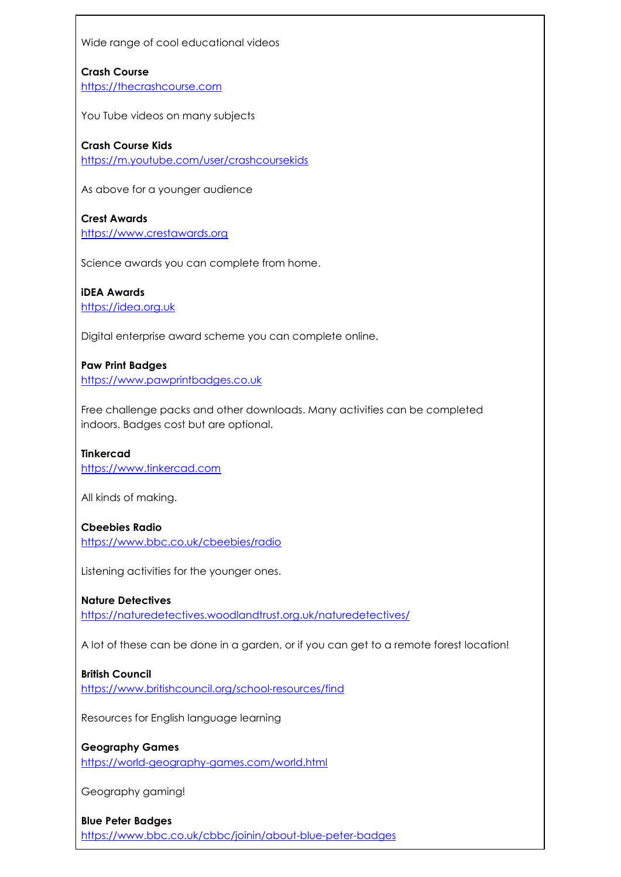Wide range of cool educational videos

**Crash Course**
[https://thecrashcourse.com](https://thecrashcourse.com)

You Tube videos on many subjects

**Crash Course Kids**
[https://m.youtube.com/user/crashcoursekids](https://m.youtube.com/user/crashcoursekids)

As above for a younger audience

**Crest Awards**
[https://www.crestawards.org](https://www.crestawards.org)

Science awards you can complete from home.

**iDEA Awards**
[https://idea.org.uk](https://idea.org.uk)

Digital enterprise award scheme you can complete online.

**Paw Print Badges**
[https://www.pawprintbadges.co.uk](https://www.pawprintbadges.co.uk)

Free challenge packs and other downloads. Many activities can be completed indoors. Badges cost but are optional.

**Tinkercad**
[https://www.tinkercad.com](https://www.tinkercad.com)

All kinds of making.

**Cbeebies Radio**
[https://www.bbc.co.uk/cbeebies/radio](https://www.bbc.co.uk/cbeebies/radio)

Listening activities for the younger ones.

**Nature Detectives**
[https://naturedetectives.woodlandtrust.org.uk/naturedetectives/](https://naturedetectives.woodlandtrust.org.uk/naturedetectives/)

A lot of these can be done in a garden, or if you can get to a remote forest location!

**British Council**
[https://www.britishcouncil.org/school-resources/find](https://www.britishcouncil.org/school-resources/find)

Resources for English language learning

**Geography Games**
[https://world-geography-games.com/world.html](https://world-geography-games.com/world.html)

Geography gaming!

**Blue Peter Badges**
[https://www.bbc.co.uk/cbbc/joinin/about-blue-peter-badges](https://www.bbc.co.uk/cbbc/joinin/about-blue-peter-badges)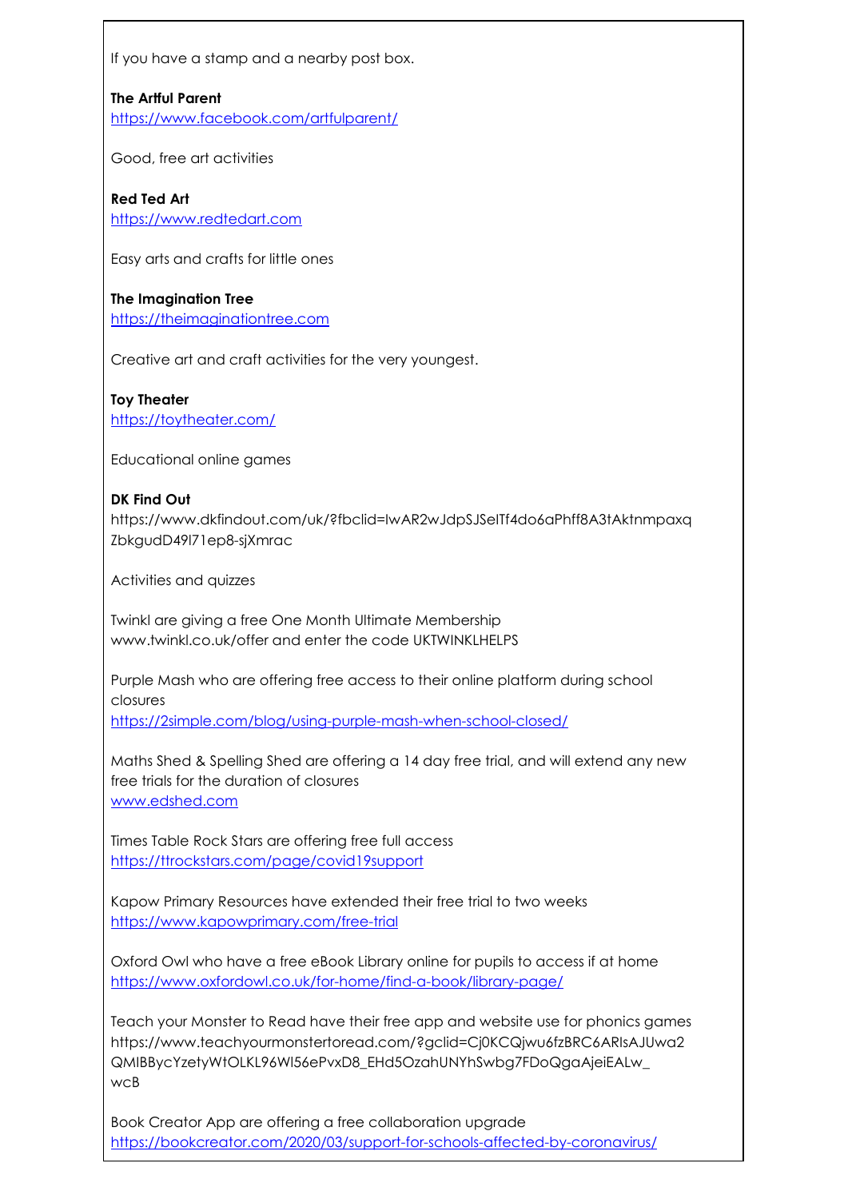If you have a stamp and a nearby post box.

**The Artful Parent**
https://www.facebook.com/artfulparent/

Good, free art activities

**Red Ted Art**
https://www.redtedart.com

Easy arts and crafts for little ones

**The Imagination Tree**
https://theimaginationtree.com

Creative art and craft activities for the very youngest.

**Toy Theater**
https://toytheater.com/

Educational online games

**DK Find Out**
https://www.dkfindout.com/uk/?fbclid=IwAR2wJdpSJSelTf4do6aPhff8A3tAktnmpaxqZbkgudD49l71ep8-sjXmrac

Activities and quizzes

Twinkl are giving a free One Month Ultimate Membership
www.twinkl.co.uk/offer and enter the code UKTWINKLHELPS

Purple Mash who are offering free access to their online platform during school closures
https://2simple.com/blog/using-purple-mash-when-school-closed/

Maths Shed & Spelling Shed are offering a 14 day free trial, and will extend any new free trials for the duration of closures
www.edshed.com

Times Table Rock Stars are offering free full access
https://ttrockstars.com/page/covid19support

Kapow Primary Resources have extended their free trial to two weeks
https://www.kapowprimary.com/free-trial

Oxford Owl who have a free eBook Library online for pupils to access if at home
https://www.oxfordowl.co.uk/for-home/find-a-book/library-page/

Teach your Monster to Read have their free app and website use for phonics games
https://www.teachyourmonstertoread.com/?gclid=Cj0KCQjwu6fzBRC6ARIsAJUwa2QMIBBycYzetyWtOLKL96WI56ePvxD8_EHd5OzahUNYhSwbg7FDoQgaAjeiEALw_wcB

Book Creator App are offering a free collaboration upgrade
https://bookcreator.com/2020/03/support-for-schools-affected-by-coronavirus/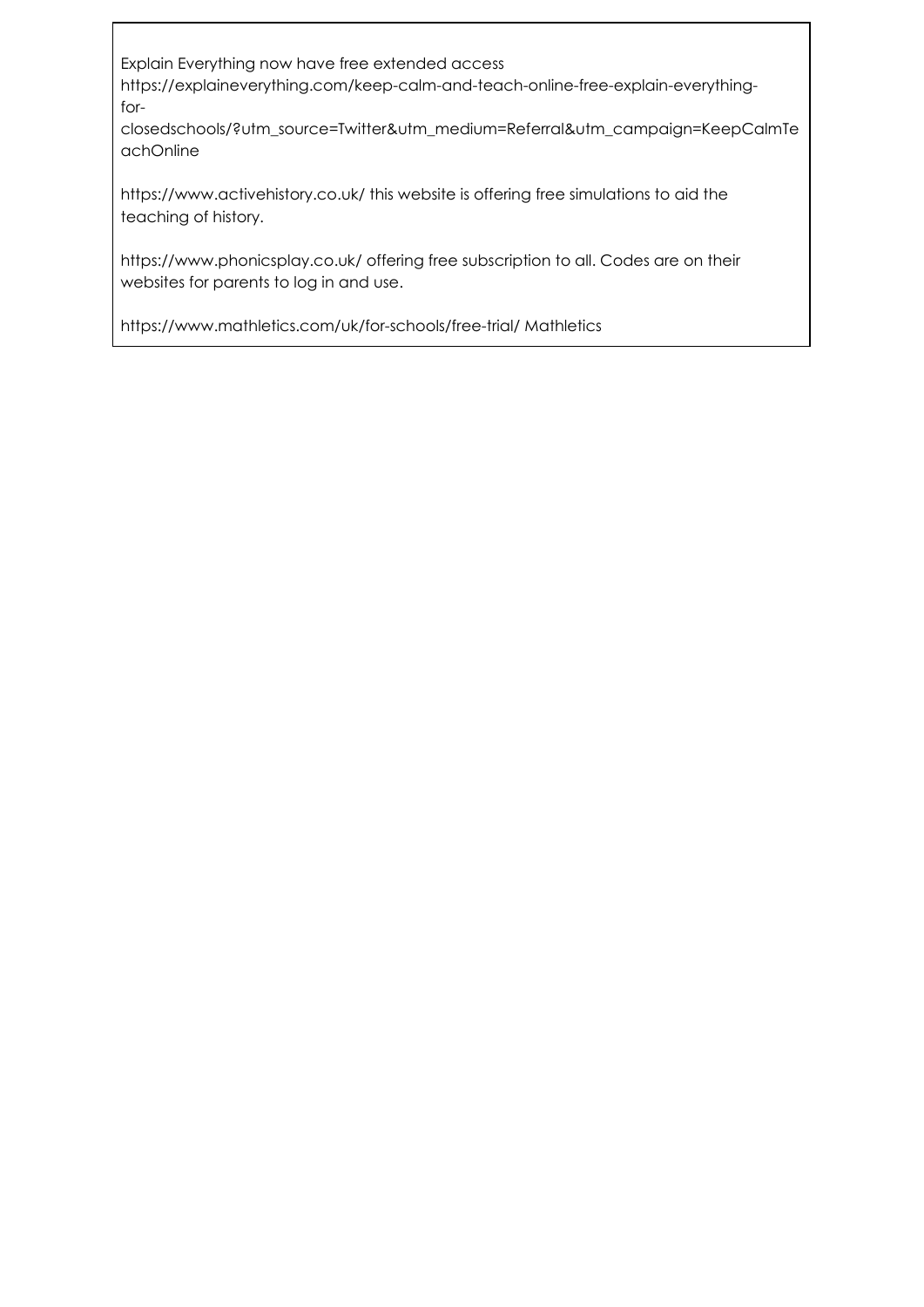Explain Everything now have free extended access
https://explaineverything.com/keep-calm-and-teach-online-free-explain-everything-for-closedschools/?utm_source=Twitter&utm_medium=Referral&utm_campaign=KeepCalmTeachOnline

https://www.activehistory.co.uk/ this website is offering free simulations to aid the teaching of history.

https://www.phonicsplay.co.uk/ offering free subscription to all. Codes are on their websites for parents to log in and use.

https://www.mathletics.com/uk/for-schools/free-trial/ Mathletics